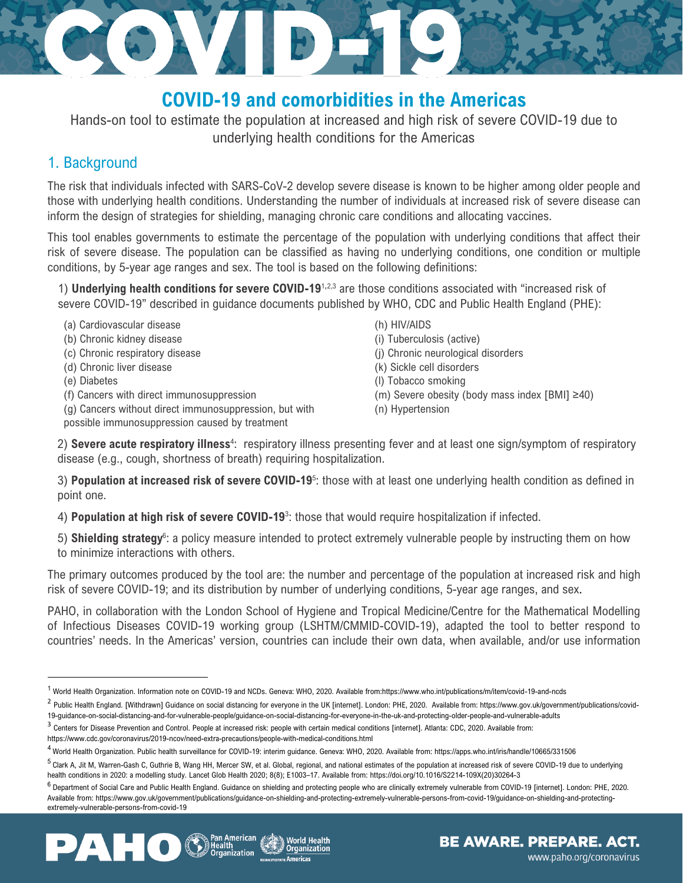# COVID-19 and comorbidities in the Americas

Hands-on tool to estimate the population at increased and high risk of severe COVID-19 due to underlying health conditions for the Americas

## 1. Background

The risk that individuals infected with SARS-CoV-2 develop severe disease is known to be higher among older people and those with underlying health conditions. Understanding the number of individuals at increased risk of severe disease can inform the design of strategies for shielding, managing chronic care conditions and allocating vaccines.

This tool enables governments to estimate the percentage of the population with underlying conditions that affect their risk of severe disease. The population can be classified as having no underlying conditions, one condition or multiple conditions, by 5-year age ranges and sex. The tool is based on the following definitions:

1) **Underlying health conditions for severe COVID-19**[1,2,3] are those conditions associated with "increased risk of severe COVID-19" described in guidance documents published by WHO, CDC and Public Health England (PHE):

(a) Cardiovascular disease
(b) Chronic kidney disease
(c) Chronic respiratory disease
(d) Chronic liver disease
(e) Diabetes
(f) Cancers with direct immunosuppression
(g) Cancers without direct immunosuppression, but with possible immunosuppression caused by treatment
(h) HIV/AIDS
(i) Tuberculosis (active)
(j) Chronic neurological disorders
(k) Sickle cell disorders
(l) Tobacco smoking
(m) Severe obesity (body mass index [BMI] ≥40)
(n) Hypertension

2) **Severe acute respiratory illness**[4]: respiratory illness presenting fever and at least one sign/symptom of respiratory disease (e.g., cough, shortness of breath) requiring hospitalization.

3) **Population at increased risk of severe COVID-19**[5]: those with at least one underlying health condition as defined in point one.

4) **Population at high risk of severe COVID-19**[3]: those that would require hospitalization if infected.

5) **Shielding strategy**[6]: a policy measure intended to protect extremely vulnerable people by instructing them on how to minimize interactions with others.

The primary outcomes produced by the tool are: the number and percentage of the population at increased risk and high risk of severe COVID-19; and its distribution by number of underlying conditions, 5-year age ranges, and sex.

PAHO, in collaboration with the London School of Hygiene and Tropical Medicine/Centre for the Mathematical Modelling of Infectious Diseases COVID-19 working group (LSHTM/CMMID-COVID-19), adapted the tool to better respond to countries' needs. In the Americas' version, countries can include their own data, when available, and/or use information

---

[1] World Health Organization. Information note on COVID-19 and NCDs. Geneva: WHO, 2020. Available from:https://www.who.int/publications/m/item/covid-19-and-ncds

[2] Public Health England. [Withdrawn] Guidance on social distancing for everyone in the UK [internet]. London: PHE, 2020. Available from: https://www.gov.uk/government/publications/covid-19-guidance-on-social-distancing-and-for-vulnerable-people/guidance-on-social-distancing-for-everyone-in-the-uk-and-protecting-older-people-and-vulnerable-adults

[3] Centers for Disease Prevention and Control. People at increased risk: people with certain medical conditions [internet]. Atlanta: CDC, 2020. Available from: https://www.cdc.gov/coronavirus/2019-ncov/need-extra-precautions/people-with-medical-conditions.html

[4] World Health Organization. Public health surveillance for COVID-19: interim guidance. Geneva: WHO, 2020. Available from: https://apps.who.int/iris/handle/10665/331506

[5] Clark A, Jit M, Warren-Gash C, Guthrie B, Wang HH, Mercer SW, et al. Global, regional, and national estimates of the population at increased risk of severe COVID-19 due to underlying health conditions in 2020: a modelling study. Lancet Glob Health 2020; 8(8); E1003–17. Available from: https://doi.org/10.1016/S2214-109X(20)30264-3

[6] Department of Social Care and Public Health England. Guidance on shielding and protecting people who are clinically extremely vulnerable from COVID-19 [internet]. London: PHE, 2020. Available from: https://www.gov.uk/government/publications/guidance-on-shielding-and-protecting-extremely-vulnerable-persons-from-covid-19/guidance-on-shielding-and-protecting-extremely-vulnerable-persons-from-covid-19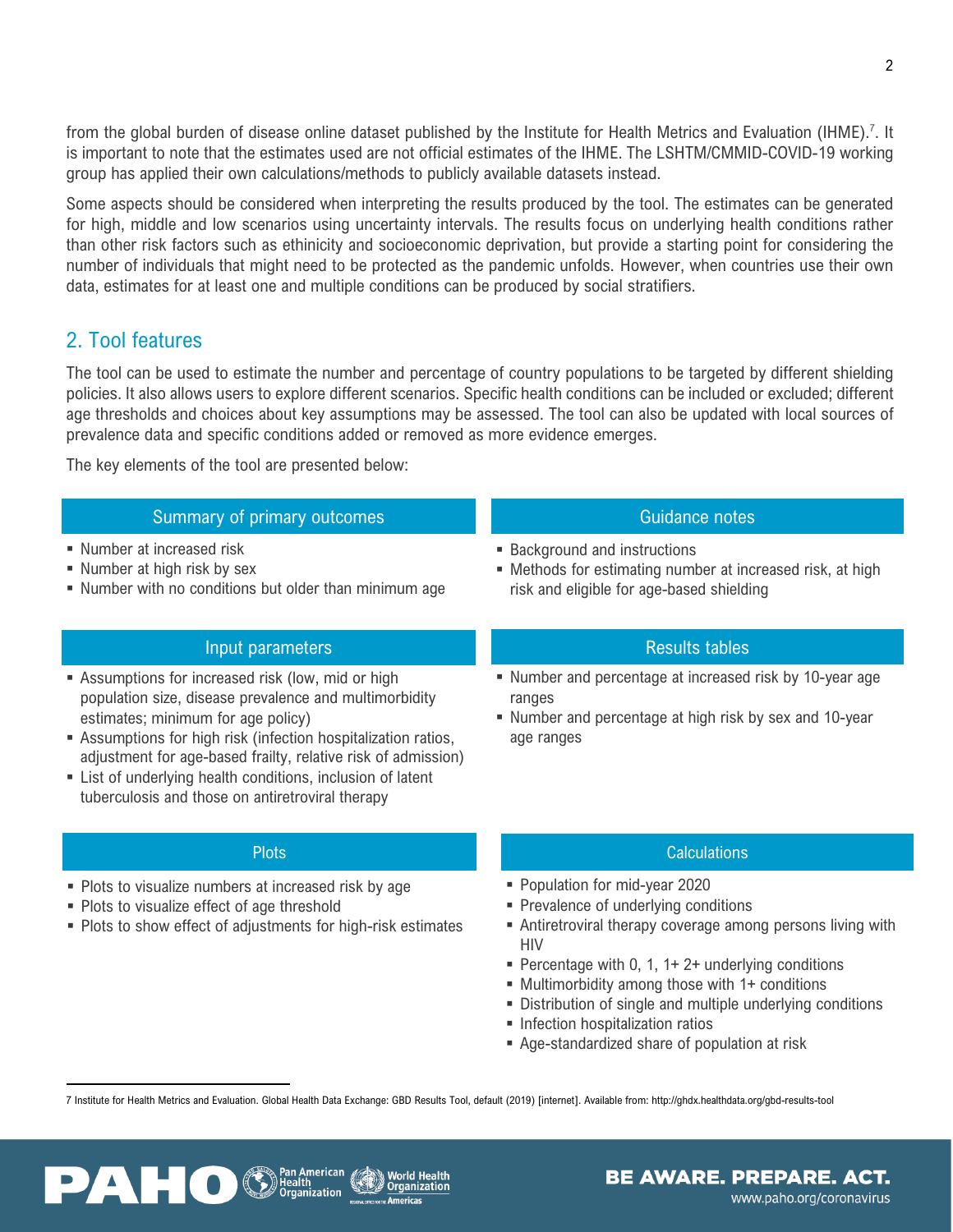from the global burden of disease online dataset published by the Institute for Health Metrics and Evaluation (IHME).[7]. It is important to note that the estimates used are not official estimates of the IHME. The LSHTM/CMMID-COVID-19 working group has applied their own calculations/methods to publicly available datasets instead.

Some aspects should be considered when interpreting the results produced by the tool. The estimates can be generated for high, middle and low scenarios using uncertainty intervals. The results focus on underlying health conditions rather than other risk factors such as ethinicity and socioeconomic deprivation, but provide a starting point for considering the number of individuals that might need to be protected as the pandemic unfolds. However, when countries use their own data, estimates for at least one and multiple conditions can be produced by social stratifiers.

## 2. Tool features

The tool can be used to estimate the number and percentage of country populations to be targeted by different shielding policies. It also allows users to explore different scenarios. Specific health conditions can be included or excluded; different age thresholds and choices about key assumptions may be assessed. The tool can also be updated with local sources of prevalence data and specific conditions added or removed as more evidence emerges.

The key elements of the tool are presented below:

### Summary of primary outcomes

- Number at increased risk
- Number at high risk by sex
- Number with no conditions but older than minimum age

### Guidance notes

- Background and instructions
- Methods for estimating number at increased risk, at high risk and eligible for age-based shielding

### Input parameters

- Assumptions for increased risk (low, mid or high population size, disease prevalence and multimorbidity estimates; minimum for age policy)
- Assumptions for high risk (infection hospitalization ratios, adjustment for age-based frailty, relative risk of admission)
- List of underlying health conditions, inclusion of latent tuberculosis and those on antiretroviral therapy

### Results tables

- Number and percentage at increased risk by 10-year age ranges
- Number and percentage at high risk by sex and 10-year age ranges

### Plots

- Plots to visualize numbers at increased risk by age
- Plots to visualize effect of age threshold
- Plots to show effect of adjustments for high-risk estimates

### Calculations

- Population for mid-year 2020
- Prevalence of underlying conditions
- Antiretroviral therapy coverage among persons living with HIV
- Percentage with 0, 1, 1+ 2+ underlying conditions
- Multimorbidity among those with 1+ conditions
- Distribution of single and multiple underlying conditions
- Infection hospitalization ratios
- Age-standardized share of population at risk

---

7 Institute for Health Metrics and Evaluation. Global Health Data Exchange: GBD Results Tool, default (2019) [internet]. Available from: http://ghdx.healthdata.org/gbd-results-tool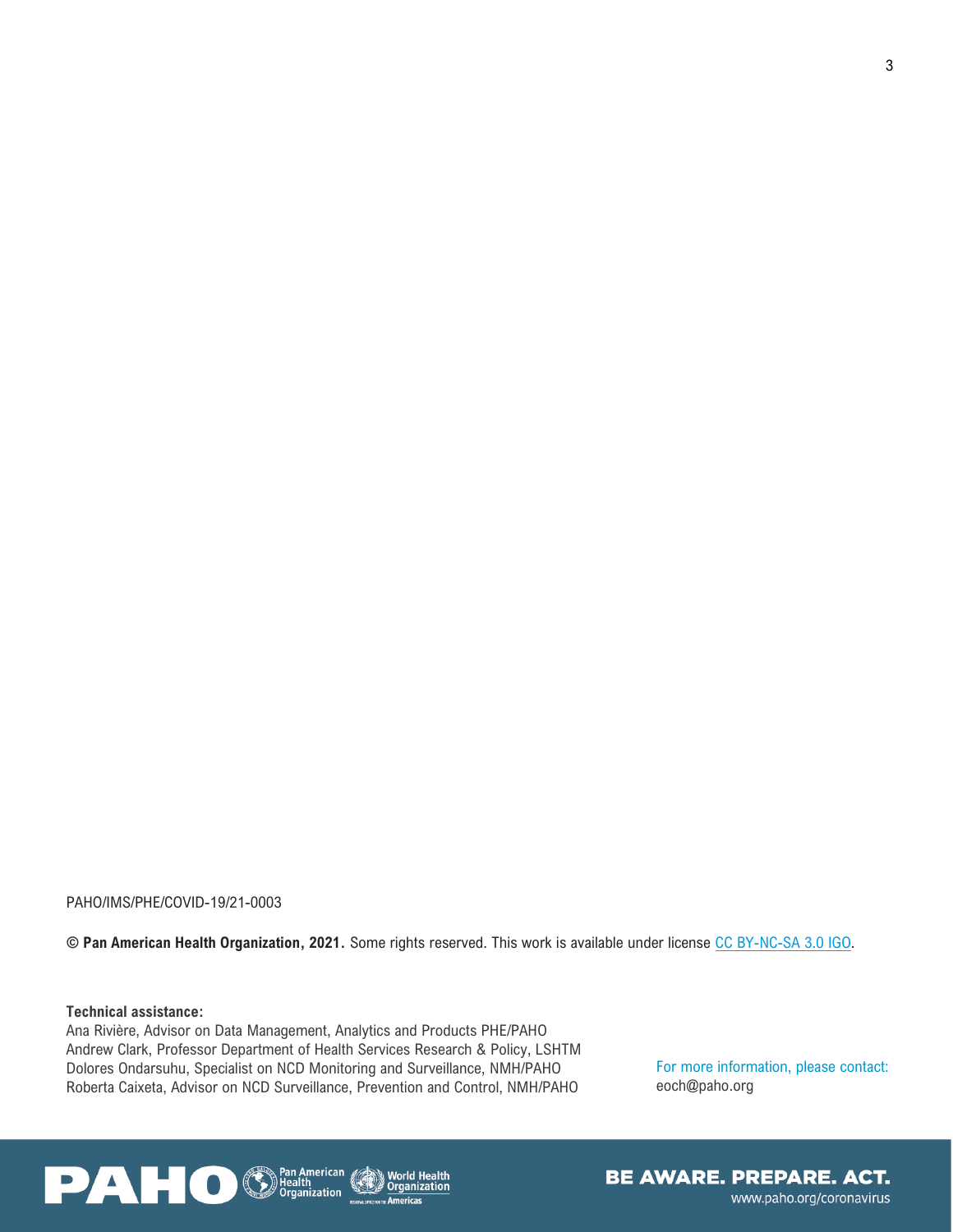PAHO/IMS/PHE/COVID-19/21-0003

**© Pan American Health Organization, 2021.** Some rights reserved. This work is available under license CC BY-NC-SA 3.0 IGO.

**Technical assistance:**

Ana Rivière, Advisor on Data Management, Analytics and Products PHE/PAHO
Andrew Clark, Professor Department of Health Services Research & Policy, LSHTM
Dolores Ondarsuhu, Specialist on NCD Monitoring and Surveillance, NMH/PAHO
Roberta Caixeta, Advisor on NCD Surveillance, Prevention and Control, NMH/PAHO

For more information, please contact:
eoch@paho.org

PAHO Pan American Health Organization World Health Organization Americas

BE AWARE. PREPARE. ACT.
www.paho.org/coronavirus